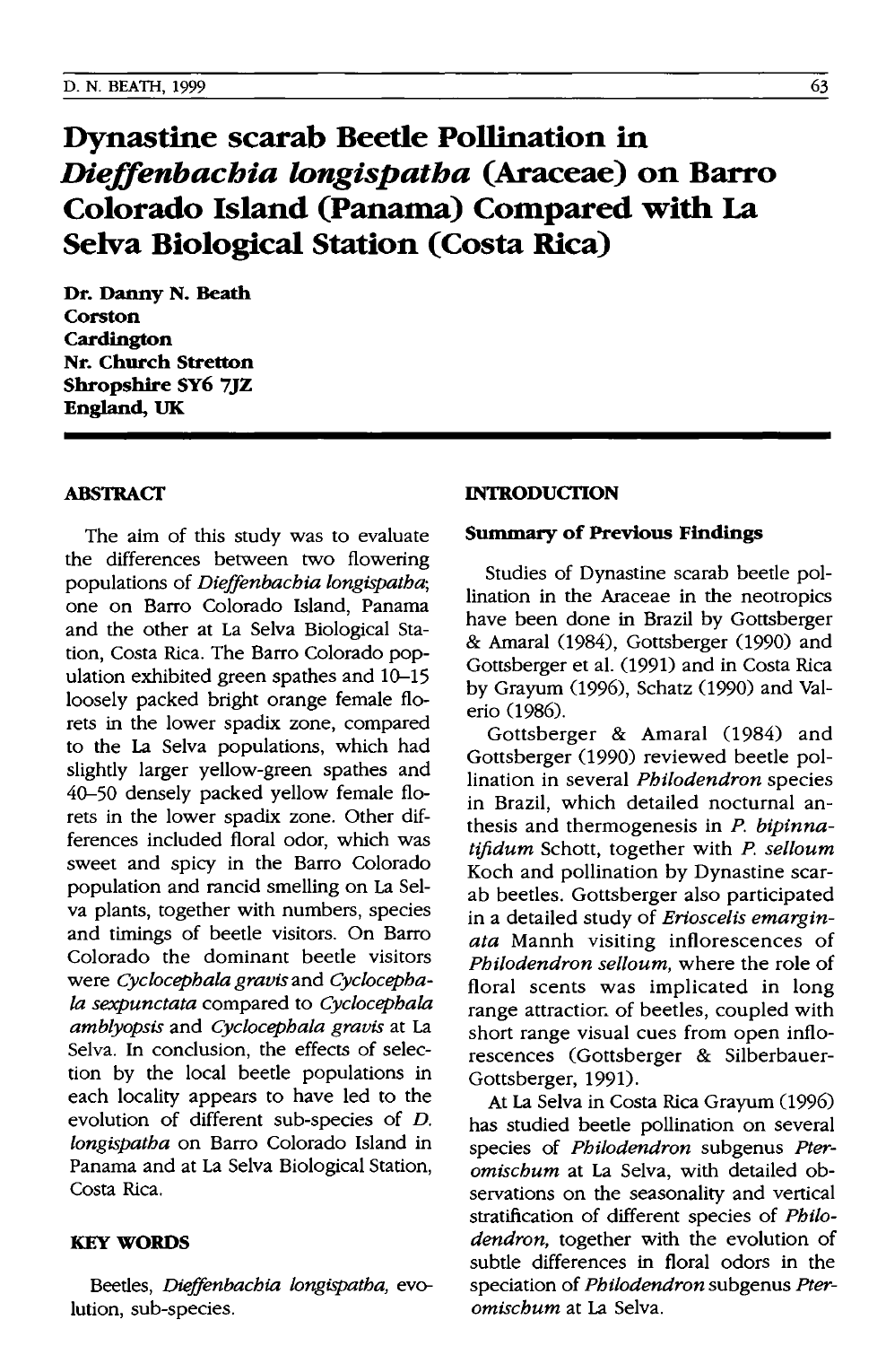# Dynastine scarab Beetle Pollination in *Dieffenbachia longispatha* (Araceae) on Barro Colorado Island (Panama) Compared with La Selva Biological Station (Costa Rica)

**Dr. Danny N. Beath**
**Corston**
**Cardington**
**Nr. Church Stretton**
**Shropshire SY6 7JZ**
**England, UK**

## ABSTRACT

The aim of this study was to evaluate the differences between two flowering populations of *Dieffenbachia longispatha*; one on Barro Colorado Island, Panama and the other at La Selva Biological Station, Costa Rica. The Barro Colorado population exhibited green spathes and 10–15 loosely packed bright orange female florets in the lower spadix zone, compared to the La Selva populations, which had slightly larger yellow-green spathes and 40–50 densely packed yellow female florets in the lower spadix zone. Other differences included floral odor, which was sweet and spicy in the Barro Colorado population and rancid smelling on La Selva plants, together with numbers, species and timings of beetle visitors. On Barro Colorado the dominant beetle visitors were *Cyclocephala gravis* and *Cyclocephala sexpunctata* compared to *Cyclocephala amblyopsis* and *Cyclocephala gravis* at La Selva. In conclusion, the effects of selection by the local beetle populations in each locality appears to have led to the evolution of different sub-species of *D. longispatha* on Barro Colorado Island in Panama and at La Selva Biological Station, Costa Rica.

## KEY WORDS

Beetles, *Dieffenbachia longispatha*, evolution, sub-species.

## INTRODUCTION

### Summary of Previous Findings

Studies of Dynastine scarab beetle pollination in the Araceae in the neotropics have been done in Brazil by Gottsberger & Amaral (1984), Gottsberger (1990) and Gottsberger et al. (1991) and in Costa Rica by Grayum (1996), Schatz (1990) and Valerio (1986).

Gottsberger & Amaral (1984) and Gottsberger (1990) reviewed beetle pollination in several *Philodendron* species in Brazil, which detailed nocturnal anthesis and thermogenesis in *P. bipinnatifidum* Schott, together with *P. selloum* Koch and pollination by Dynastine scarab beetles. Gottsberger also participated in a detailed study of *Erioscelis emarginata* Mannh visiting inflorescences of *Philodendron selloum*, where the role of floral scents was implicated in long range attraction of beetles, coupled with short range visual cues from open inflorescences (Gottsberger & Silberbauer-Gottsberger, 1991).

At La Selva in Costa Rica Grayum (1996) has studied beetle pollination on several species of *Philodendron* subgenus *Pteromischum* at La Selva, with detailed observations on the seasonality and vertical stratification of different species of *Philodendron*, together with the evolution of subtle differences in floral odors in the speciation of *Philodendron* subgenus *Pteromischum* at La Selva.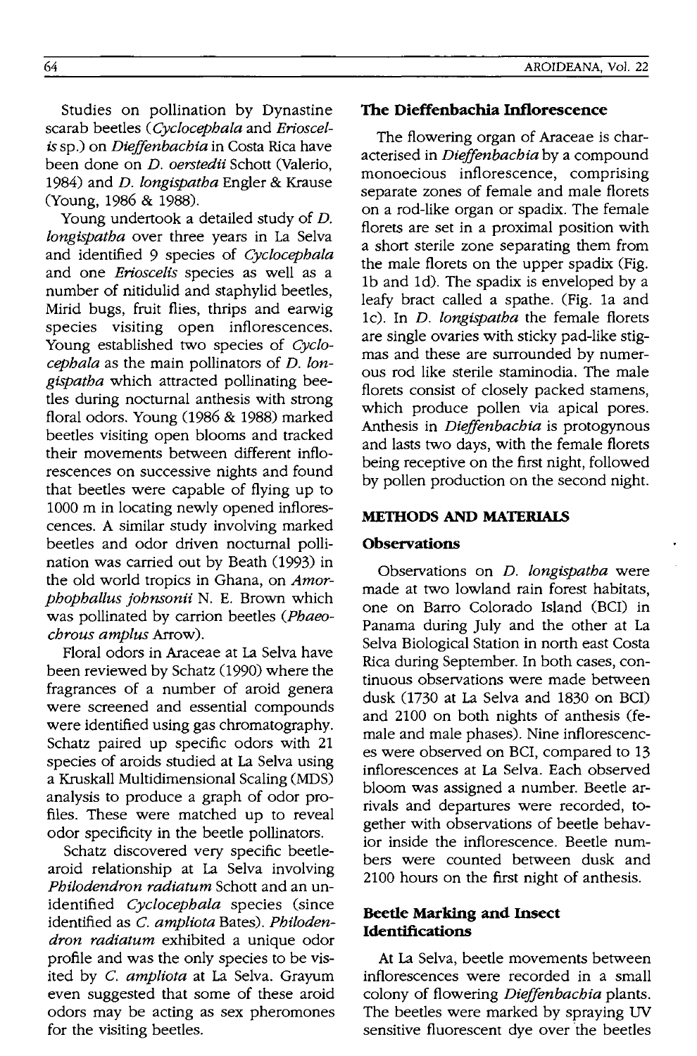Studies on pollination by Dynastine scarab beetles (*Cyclocephala* and *Erioscelis* sp.) on *Dieffenbachia* in Costa Rica have been done on *D. oerstedii* Schott (Valerio, 1984) and *D. longispatha* Engler & Krause (Young, 1986 & 1988).

Young undertook a detailed study of *D. longispatha* over three years in La Selva and identified 9 species of *Cyclocephala* and one *Erioscelis* species as well as a number of nitidulid and staphylid beetles, Mirid bugs, fruit flies, thrips and earwig species visiting open inflorescences. Young established two species of *Cyclocephala* as the main pollinators of *D. longispatha* which attracted pollinating beetles during nocturnal anthesis with strong floral odors. Young (1986 & 1988) marked beetles visiting open blooms and tracked their movements between different inflorescences on successive nights and found that beetles were capable of flying up to 1000 m in locating newly opened inflorescences. A similar study involving marked beetles and odor driven nocturnal pollination was carried out by Beath (1993) in the old world tropics in Ghana, on *Amorphophallus johnsonii* N. E. Brown which was pollinated by carrion beetles (*Phaeochrous amplus* Arrow).

Floral odors in Araceae at La Selva have been reviewed by Schatz (1990) where the fragrances of a number of aroid genera were screened and essential compounds were identified using gas chromatography. Schatz paired up specific odors with 21 species of aroids studied at La Selva using a Kruskall Multidimensional Scaling (MDS) analysis to produce a graph of odor profiles. These were matched up to reveal odor specificity in the beetle pollinators.

Schatz discovered very specific beetle-aroid relationship at La Selva involving *Philodendron radiatum* Schott and an unidentified *Cyclocephala* species (since identified as *C. ampliota* Bates). *Philodendron radiatum* exhibited a unique odor profile and was the only species to be visited by *C. ampliota* at La Selva. Grayum even suggested that some of these aroid odors may be acting as sex pheromones for the visiting beetles.

### The Dieffenbachia Inflorescence

The flowering organ of Araceae is characterised in *Dieffenbachia* by a compound monoecious inflorescence, comprising separate zones of female and male florets on a rod-like organ or spadix. The female florets are set in a proximal position with a short sterile zone separating them from the male florets on the upper spadix (Fig. 1b and 1d). The spadix is enveloped by a leafy bract called a spathe. (Fig. 1a and 1c). In *D. longispatha* the female florets are single ovaries with sticky pad-like stigmas and these are surrounded by numerous rod like sterile staminodia. The male florets consist of closely packed stamens, which produce pollen via apical pores. Anthesis in *Dieffenbachia* is protogynous and lasts two days, with the female florets being receptive on the first night, followed by pollen production on the second night.

## METHODS AND MATERIALS

### Observations

Observations on *D. longispatha* were made at two lowland rain forest habitats, one on Barro Colorado Island (BCI) in Panama during July and the other at La Selva Biological Station in north east Costa Rica during September. In both cases, continuous observations were made between dusk (1730 at La Selva and 1830 on BCI) and 2100 on both nights of anthesis (female and male phases). Nine inflorescences were observed on BCI, compared to 13 inflorescences at La Selva. Each observed bloom was assigned a number. Beetle arrivals and departures were recorded, together with observations of beetle behavior inside the inflorescence. Beetle numbers were counted between dusk and 2100 hours on the first night of anthesis.

### Beetle Marking and Insect Identifications

At La Selva, beetle movements between inflorescences were recorded in a small colony of flowering *Dieffenbachia* plants. The beetles were marked by spraying UV sensitive fluorescent dye over the beetles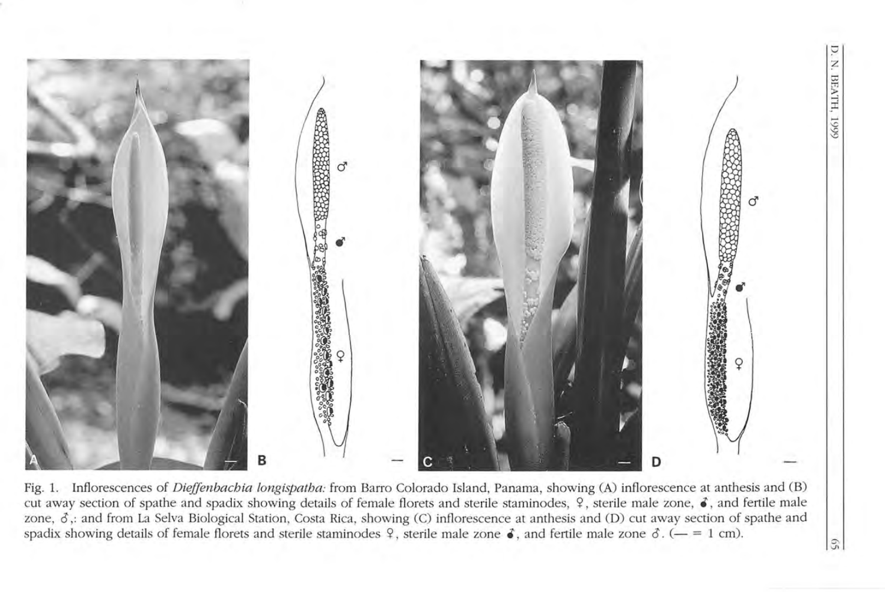Fig. 1. Inflorescences of *Dieffenbachia longispatha:* from Barro Colorado Island, Panama, showing (A) inflorescence at anthesis and (B) cut away section of spathe and spadix showing details of female florets and sterile staminodes, ♀, sterile male zone, ♂̸, and fertile male zone, ♂,: and from La Selva Biological Station, Costa Rica, showing (C) inflorescence at anthesis and (D) cut away section of spathe and spadix showing details of female florets and sterile staminodes ♀, sterile male zone ♂̸, and fertile male zone ♂. (— = 1 cm).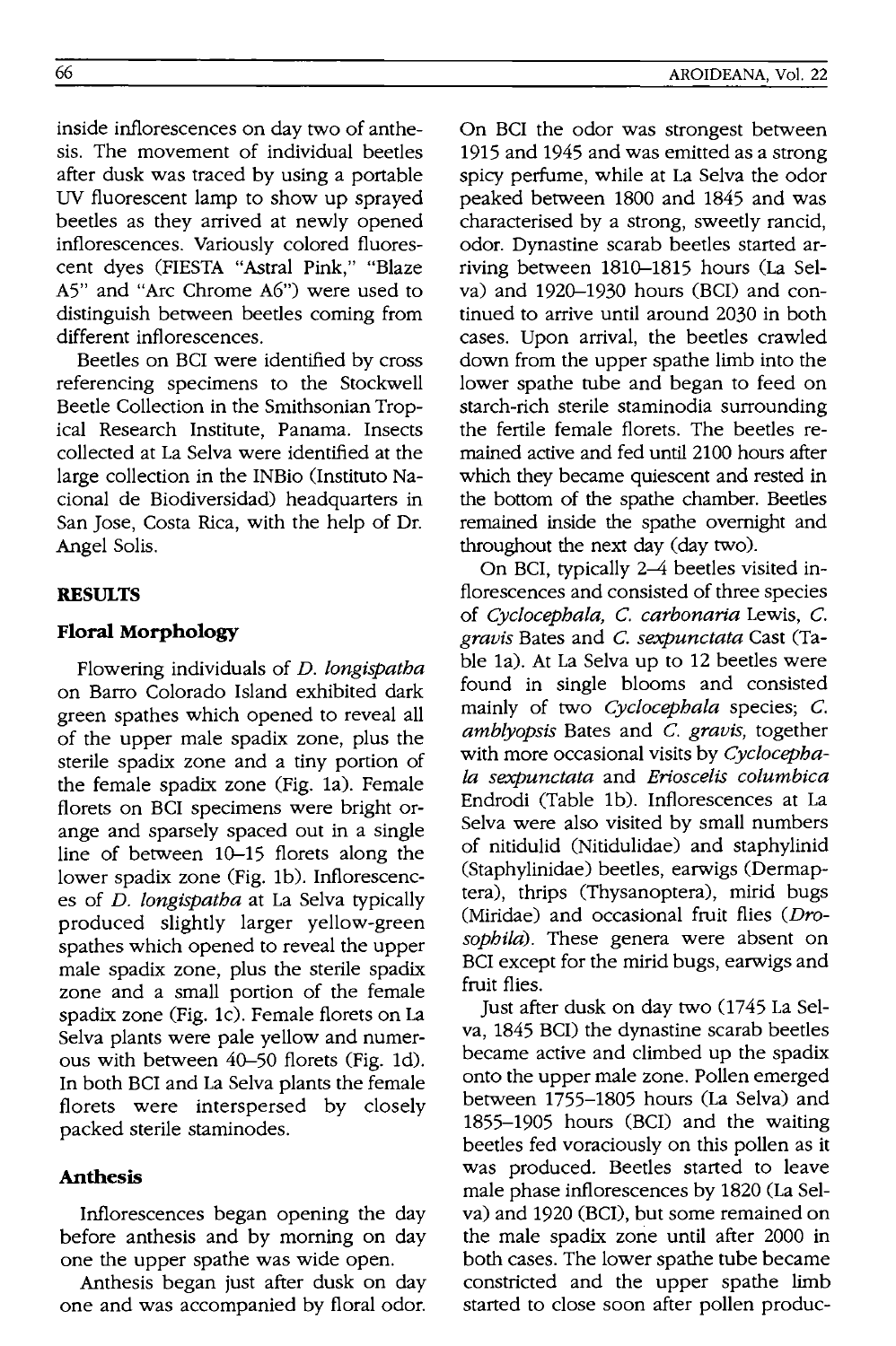inside inflorescences on day two of anthesis. The movement of individual beetles after dusk was traced by using a portable UV fluorescent lamp to show up sprayed beetles as they arrived at newly opened inflorescences. Variously colored fluorescent dyes (FIESTA "Astral Pink," "Blaze A5" and "Arc Chrome A6") were used to distinguish between beetles coming from different inflorescences.

Beetles on BCI were identified by cross referencing specimens to the Stockwell Beetle Collection in the Smithsonian Tropical Research Institute, Panama. Insects collected at La Selva were identified at the large collection in the INBio (Instituto Nacional de Biodiversidad) headquarters in San Jose, Costa Rica, with the help of Dr. Angel Solis.

## RESULTS

### Floral Morphology

Flowering individuals of *D. longispatha* on Barro Colorado Island exhibited dark green spathes which opened to reveal all of the upper male spadix zone, plus the sterile spadix zone and a tiny portion of the female spadix zone (Fig. 1a). Female florets on BCI specimens were bright orange and sparsely spaced out in a single line of between 10–15 florets along the lower spadix zone (Fig. 1b). Inflorescences of *D. longispatha* at La Selva typically produced slightly larger yellow-green spathes which opened to reveal the upper male spadix zone, plus the sterile spadix zone and a small portion of the female spadix zone (Fig. 1c). Female florets on La Selva plants were pale yellow and numerous with between 40–50 florets (Fig. 1d). In both BCI and La Selva plants the female florets were interspersed by closely packed sterile staminodes.

### Anthesis

Inflorescences began opening the day before anthesis and by morning on day one the upper spathe was wide open.

Anthesis began just after dusk on day one and was accompanied by floral odor. On BCI the odor was strongest between 1915 and 1945 and was emitted as a strong spicy perfume, while at La Selva the odor peaked between 1800 and 1845 and was characterised by a strong, sweetly rancid, odor. Dynastine scarab beetles started arriving between 1810–1815 hours (La Selva) and 1920–1930 hours (BCI) and continued to arrive until around 2030 in both cases. Upon arrival, the beetles crawled down from the upper spathe limb into the lower spathe tube and began to feed on starch-rich sterile staminodia surrounding the fertile female florets. The beetles remained active and fed until 2100 hours after which they became quiescent and rested in the bottom of the spathe chamber. Beetles remained inside the spathe overnight and throughout the next day (day two).

On BCI, typically 2–4 beetles visited inflorescences and consisted of three species of *Cyclocephala*, *C. carbonaria* Lewis, *C. gravis* Bates and *C. sexpunctata* Cast (Table 1a). At La Selva up to 12 beetles were found in single blooms and consisted mainly of two *Cyclocephala* species; *C. amblyopsis* Bates and *C. gravis*, together with more occasional visits by *Cyclocephala sexpunctata* and *Erioscelis columbica* Endrodi (Table 1b). Inflorescences at La Selva were also visited by small numbers of nitidulid (Nitidulidae) and staphylinid (Staphylinidae) beetles, earwigs (Dermaptera), thrips (Thysanoptera), mirid bugs (Miridae) and occasional fruit flies (*Drosophila*). These genera were absent on BCI except for the mirid bugs, earwigs and fruit flies.

Just after dusk on day two (1745 La Selva, 1845 BCI) the dynastine scarab beetles became active and climbed up the spadix onto the upper male zone. Pollen emerged between 1755–1805 hours (La Selva) and 1855–1905 hours (BCI) and the waiting beetles fed voraciously on this pollen as it was produced. Beetles started to leave male phase inflorescences by 1820 (La Selva) and 1920 (BCI), but some remained on the male spadix zone until after 2000 in both cases. The lower spathe tube became constricted and the upper spathe limb started to close soon after pollen produc-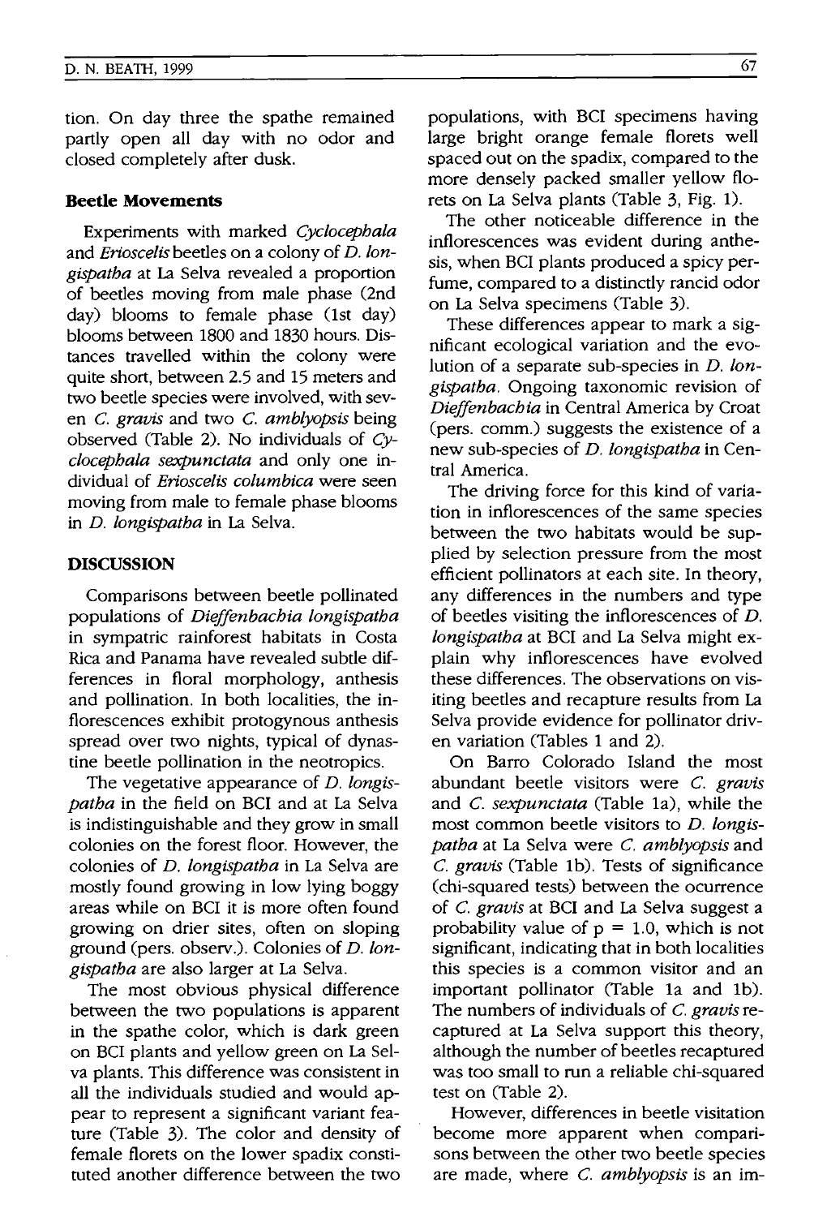tion. On day three the spathe remained partly open all day with no odor and closed completely after dusk.

### Beetle Movements

Experiments with marked *Cyclocephala* and *Erioscelis* beetles on a colony of *D. longispatha* at La Selva revealed a proportion of beetles moving from male phase (2nd day) blooms to female phase (1st day) blooms between 1800 and 1830 hours. Distances travelled within the colony were quite short, between 2.5 and 15 meters and two beetle species were involved, with seven *C. gravis* and two *C. amblyopsis* being observed (Table 2). No individuals of *Cyclocephala sexpunctata* and only one individual of *Erioscelis columbica* were seen moving from male to female phase blooms in *D. longispatha* in La Selva.

## DISCUSSION

Comparisons between beetle pollinated populations of *Dieffenbachia longispatha* in sympatric rainforest habitats in Costa Rica and Panama have revealed subtle differences in floral morphology, anthesis and pollination. In both localities, the inflorescences exhibit protogynous anthesis spread over two nights, typical of dynastine beetle pollination in the neotropics.

The vegetative appearance of *D. longispatha* in the field on BCI and at La Selva is indistinguishable and they grow in small colonies on the forest floor. However, the colonies of *D. longispatha* in La Selva are mostly found growing in low lying boggy areas while on BCI it is more often found growing on drier sites, often on sloping ground (pers. observ.). Colonies of *D. longispatha* are also larger at La Selva.

The most obvious physical difference between the two populations is apparent in the spathe color, which is dark green on BCI plants and yellow green on La Selva plants. This difference was consistent in all the individuals studied and would appear to represent a significant variant feature (Table 3). The color and density of female florets on the lower spadix constituted another difference between the two populations, with BCI specimens having large bright orange female florets well spaced out on the spadix, compared to the more densely packed smaller yellow florets on La Selva plants (Table 3, Fig. 1).

The other noticeable difference in the inflorescences was evident during anthesis, when BCI plants produced a spicy perfume, compared to a distinctly rancid odor on La Selva specimens (Table 3).

These differences appear to mark a significant ecological variation and the evolution of a separate sub-species in *D. longispatha*. Ongoing taxonomic revision of *Dieffenbachia* in Central America by Croat (pers. comm.) suggests the existence of a new sub-species of *D. longispatha* in Central America.

The driving force for this kind of variation in inflorescences of the same species between the two habitats would be supplied by selection pressure from the most efficient pollinators at each site. In theory, any differences in the numbers and type of beetles visiting the inflorescences of *D. longispatha* at BCI and La Selva might explain why inflorescences have evolved these differences. The observations on visiting beetles and recapture results from La Selva provide evidence for pollinator driven variation (Tables 1 and 2).

On Barro Colorado Island the most abundant beetle visitors were *C. gravis* and *C. sexpunctata* (Table 1a), while the most common beetle visitors to *D. longispatha* at La Selva were *C. amblyopsis* and *C. gravis* (Table 1b). Tests of significance (chi-squared tests) between the ocurrence of *C. gravis* at BCI and La Selva suggest a probability value of $p = 1.0$, which is not significant, indicating that in both localities this species is a common visitor and an important pollinator (Table 1a and 1b). The numbers of individuals of *C. gravis* recaptured at La Selva support this theory, although the number of beetles recaptured was too small to run a reliable chi-squared test on (Table 2).

However, differences in beetle visitation become more apparent when comparisons between the other two beetle species are made, where *C. amblyopsis* is an im-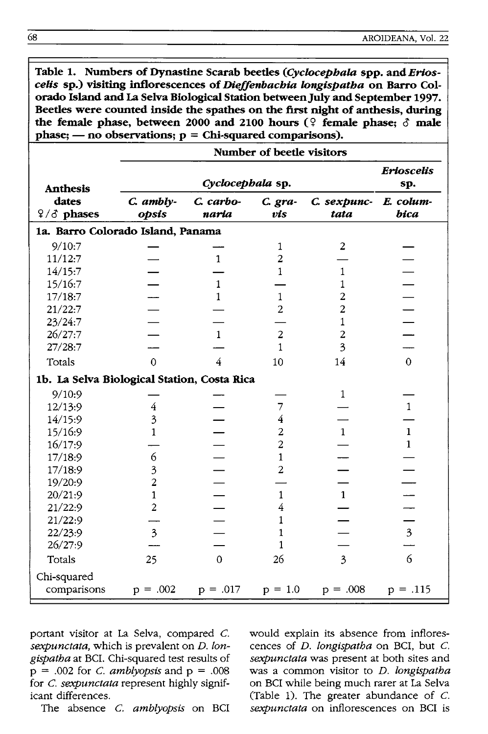**Table 1. Numbers of Dynastine Scarab beetles (*Cyclocephala* spp. and *Erioscelis* sp.) visiting inflorescences of *Dieffenbachia longispatha* on Barro Colorado Island and La Selva Biological Station between July and September 1997. Beetles were counted inside the spathes on the first night of anthesis, during the female phase, between 2000 and 2100 hours (♀ female phase; ♂ male phase; — no observations; p = Chi-squared comparisons).**

| Anthesis dates ♀/♂ phases | Number of beetle visitors | | | | |
|---|---|---|---|---|---|
| | *Cyclocephala* sp. | | | | *Erioscelis* sp. |
| | *C. amblyopsis* | *C. carbonaria* | *C. gravis* | *C. sexpunctata* | *E. columbica* |
| **1a. Barro Colorado Island, Panama** | | | | | |
| 9/10:7 | — | — | 1 | 2 | — |
| 11/12:7 | — | 1 | 2 | — | — |
| 14/15:7 | — | — | 1 | 1 | — |
| 15/16:7 | — | 1 | — | 1 | — |
| 17/18:7 | — | 1 | 1 | 2 | — |
| 21/22:7 | — | — | 2 | 2 | — |
| 23/24:7 | — | — | — | 1 | — |
| 26/27:7 | — | 1 | 2 | 2 | — |
| 27/28:7 | — | — | 1 | 3 | — |
| Totals | 0 | 4 | 10 | 14 | 0 |
| **1b. La Selva Biological Station, Costa Rica** | | | | | |
| 9/10:9 | — | — | — | 1 | — |
| 12/13:9 | 4 | — | 7 | — | 1 |
| 14/15:9 | 3 | — | 4 | — | — |
| 15/16:9 | 1 | — | 2 | 1 | 1 |
| 16/17:9 | — | — | 2 | — | 1 |
| 17/18:9 | 6 | — | 1 | — | — |
| 17/18:9 | 3 | — | 2 | — | — |
| 19/20:9 | 2 | — | — | — | — |
| 20/21:9 | 1 | — | 1 | 1 | — |
| 21/22:9 | 2 | — | 4 | — | — |
| 21/22:9 | — | — | 1 | — | — |
| 22/23:9 | 3 | — | 1 | — | 3 |
| 26/27:9 | — | — | 1 | — | — |
| Totals | 25 | 0 | 26 | 3 | 6 |
| Chi-squared comparisons | p = .002 | p = .017 | p = 1.0 | p = .008 | p = .115 |

portant visitor at La Selva, compared *C. sexpunctata*, which is prevalent on *D. longispatha* at BCI. Chi-squared test results of p = .002 for *C. amblyopsis* and p = .008 for *C. sexpunctata* represent highly significant differences.

The absence *C. amblyopsis* on BCI would explain its absence from inflorescences of *D. longispatha* on BCI, but *C. sexpunctata* was present at both sites and was a common visitor to *D. longispatha* on BCI while being much rarer at La Selva (Table 1). The greater abundance of *C. sexpunctata* on inflorescences on BCI is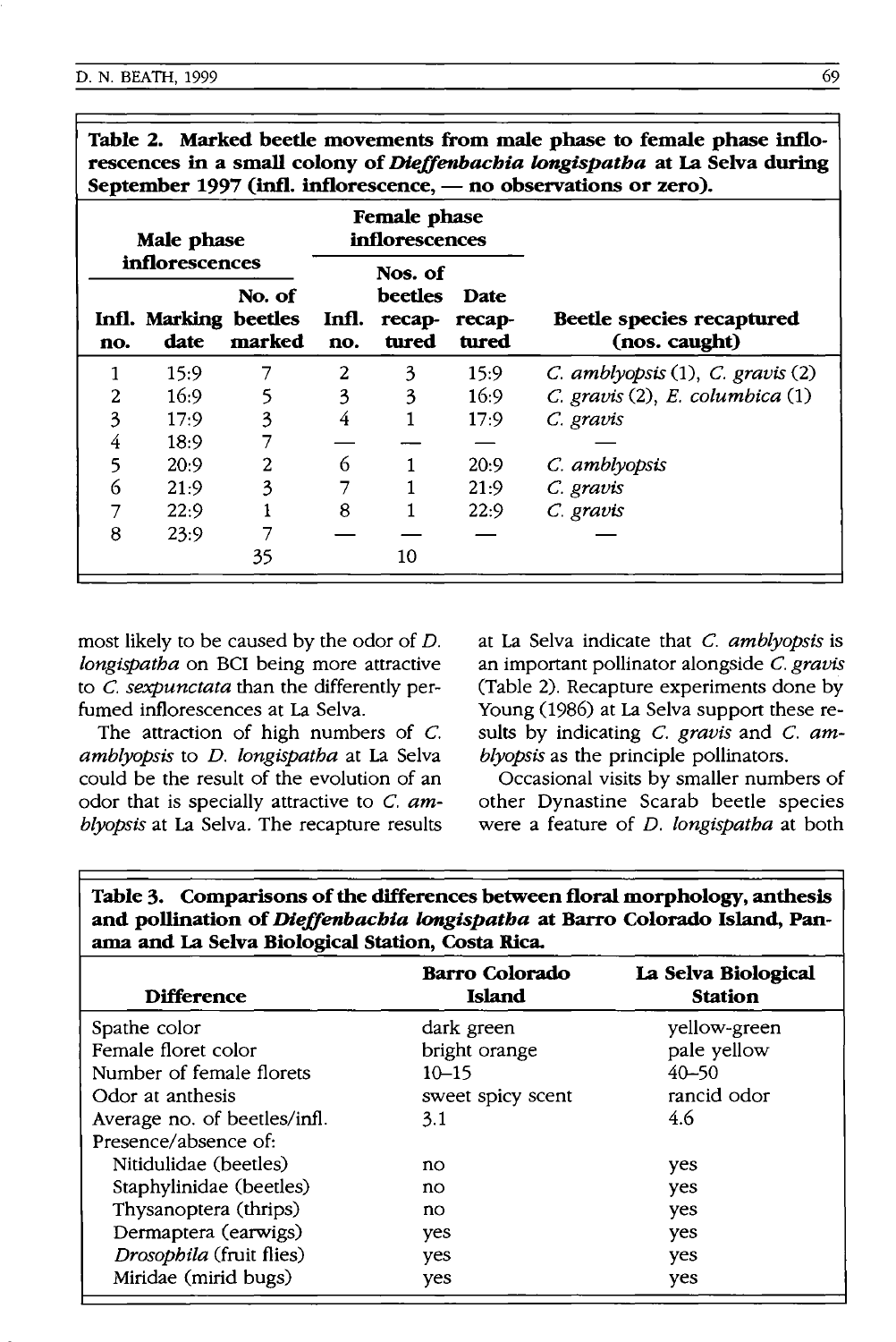**Table 2. Marked beetle movements from male phase to female phase inflorescences in a small colony of *Dieffenbachia longispatha* at La Selva during September 1997 (infl. inflorescence, — no observations or zero).**

| Male phase inflorescences | | | Female phase inflorescences | | | |
|---|---|---|---|---|---|---|
| Infl. no. | Marking date | No. of beetles marked | Infl. no. | Nos. of beetles recaptured | Date recaptured | Beetle species recaptured (nos. caught) |
| 1 | 15:9 | 7 | 2 | 3 | 15:9 | *C. amblyopsis* (1), *C. gravis* (2) |
| 2 | 16:9 | 5 | 3 | 3 | 16:9 | *C. gravis* (2), *E. columbica* (1) |
| 3 | 17:9 | 3 | 4 | 1 | 17:9 | *C. gravis* |
| 4 | 18:9 | 7 | — | — | — | — |
| 5 | 20:9 | 2 | 6 | 1 | 20:9 | *C. amblyopsis* |
| 6 | 21:9 | 3 | 7 | 1 | 21:9 | *C. gravis* |
| 7 | 22:9 | 1 | 8 | 1 | 22:9 | *C. gravis* |
| 8 | 23:9 | 7 | — | — | — | — |
| | | 35 | | 10 | | |

most likely to be caused by the odor of *D. longispatha* on BCI being more attractive to *C. sexpunctata* than the differently perfumed inflorescences at La Selva.

The attraction of high numbers of *C. amblyopsis* to *D. longispatha* at La Selva could be the result of the evolution of an odor that is specially attractive to *C. amblyopsis* at La Selva. The recapture results at La Selva indicate that *C. amblyopsis* is an important pollinator alongside *C. gravis* (Table 2). Recapture experiments done by Young (1986) at La Selva support these results by indicating *C. gravis* and *C. amblyopsis* as the principle pollinators.

Occasional visits by smaller numbers of other Dynastine Scarab beetle species were a feature of *D. longispatha* at both

**Table 3. Comparisons of the differences between floral morphology, anthesis and pollination of *Dieffenbachia longispatha* at Barro Colorado Island, Panama and La Selva Biological Station, Costa Rica.**

| Difference | Barro Colorado Island | La Selva Biological Station |
|---|---|---|
| Spathe color | dark green | yellow-green |
| Female floret color | bright orange | pale yellow |
| Number of female florets | 10–15 | 40–50 |
| Odor at anthesis | sweet spicy scent | rancid odor |
| Average no. of beetles/infl. | 3.1 | 4.6 |
| Presence/absence of: | | |
| Nitidulidae (beetles) | no | yes |
| Staphylinidae (beetles) | no | yes |
| Thysanoptera (thrips) | no | yes |
| Dermaptera (earwigs) | yes | yes |
| *Drosophila* (fruit flies) | yes | yes |
| Miridae (mirid bugs) | yes | yes |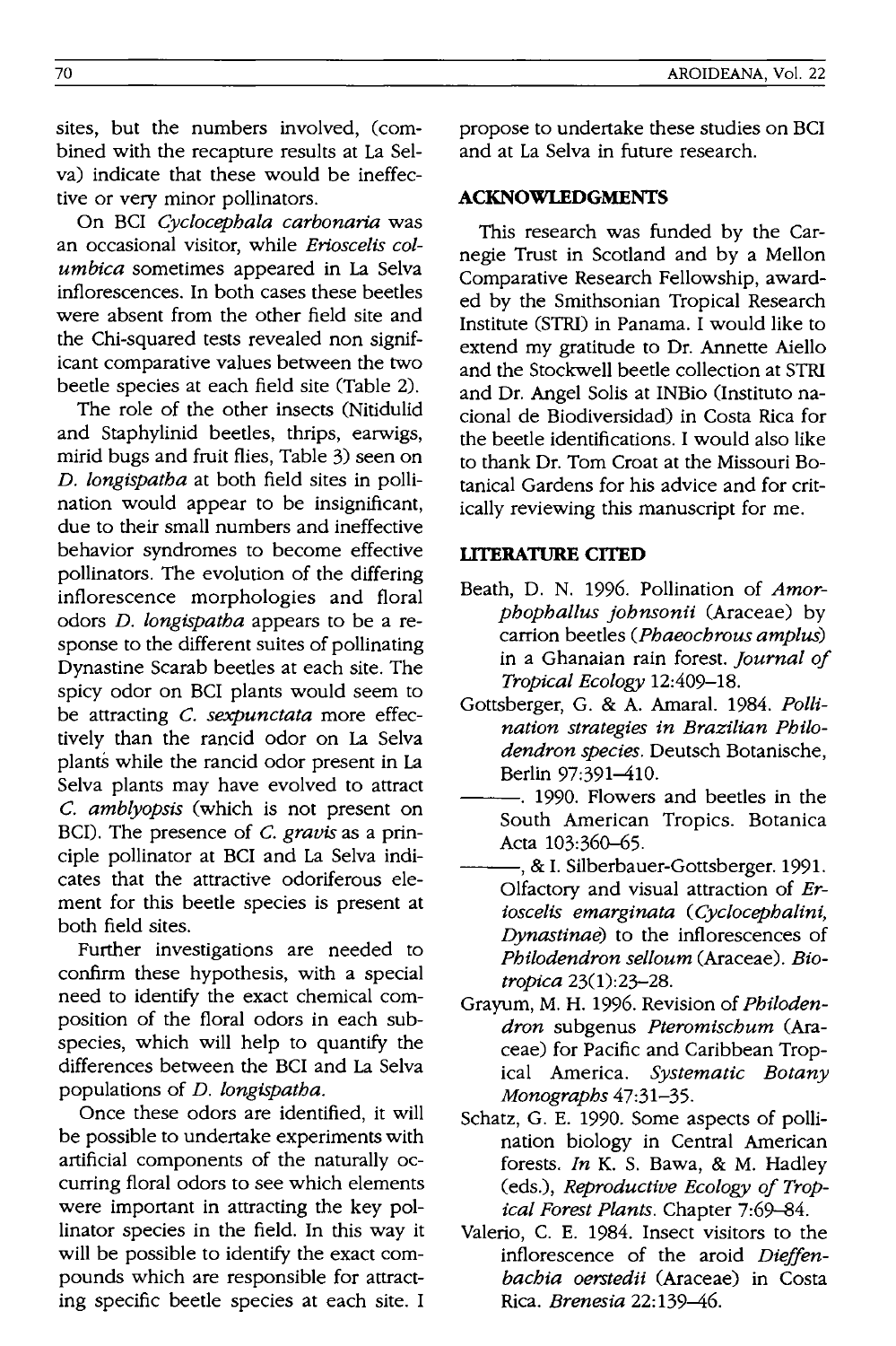sites, but the numbers involved, (combined with the recapture results at La Selva) indicate that these would be ineffective or very minor pollinators.

On BCI *Cyclocephala carbonaria* was an occasional visitor, while *Erioscelis columbica* sometimes appeared in La Selva inflorescences. In both cases these beetles were absent from the other field site and the Chi-squared tests revealed non significant comparative values between the two beetle species at each field site (Table 2).

The role of the other insects (Nitidulid and Staphylinid beetles, thrips, earwigs, mirid bugs and fruit flies, Table 3) seen on *D. longispatha* at both field sites in pollination would appear to be insignificant, due to their small numbers and ineffective behavior syndromes to become effective pollinators. The evolution of the differing inflorescence morphologies and floral odors *D. longispatha* appears to be a response to the different suites of pollinating Dynastine Scarab beetles at each site. The spicy odor on BCI plants would seem to be attracting *C. sexpunctata* more effectively than the rancid odor on La Selva plants while the rancid odor present in La Selva plants may have evolved to attract *C. amblyopsis* (which is not present on BCI). The presence of *C. gravis* as a principle pollinator at BCI and La Selva indicates that the attractive odoriferous element for this beetle species is present at both field sites.

Further investigations are needed to confirm these hypothesis, with a special need to identify the exact chemical composition of the floral odors in each subspecies, which will help to quantify the differences between the BCI and La Selva populations of *D. longispatha.*

Once these odors are identified, it will be possible to undertake experiments with artificial components of the naturally occurring floral odors to see which elements were important in attracting the key pollinator species in the field. In this way it will be possible to identify the exact compounds which are responsible for attracting specific beetle species at each site. I propose to undertake these studies on BCI and at La Selva in future research.

## ACKNOWLEDGMENTS

This research was funded by the Carnegie Trust in Scotland and by a Mellon Comparative Research Fellowship, awarded by the Smithsonian Tropical Research Institute (STRI) in Panama. I would like to extend my gratitude to Dr. Annette Aiello and the Stockwell beetle collection at STRI and Dr. Angel Solis at INBio (Instituto nacional de Biodiversidad) in Costa Rica for the beetle identifications. I would also like to thank Dr. Tom Croat at the Missouri Botanical Gardens for his advice and for critically reviewing this manuscript for me.

## LITERATURE CITED

Beath, D. N. 1996. Pollination of *Amorphophallus johnsonii* (Araceae) by carrion beetles (*Phaeochrous amplus*) in a Ghanaian rain forest. *Journal of Tropical Ecology* 12:409–18.

Gottsberger, G. & A. Amaral. 1984. *Pollination strategies in Brazilian Philodendron species.* Deutsch Botanische, Berlin 97:391–410.

———. 1990. Flowers and beetles in the South American Tropics. Botanica Acta 103:360–65.

———, & I. Silberbauer-Gottsberger. 1991. Olfactory and visual attraction of *Erioscelis emarginata* (*Cyclocephalini, Dynastinae*) to the inflorescences of *Philodendron selloum* (Araceae). *Biotropica* 23(1):23–28.

Grayum, M. H. 1996. Revision of *Philodendron* subgenus *Pteromischum* (Araceae) for Pacific and Caribbean Tropical America. *Systematic Botany Monographs* 47:31–35.

Schatz, G. E. 1990. Some aspects of pollination biology in Central American forests. *In* K. S. Bawa, & M. Hadley (eds.), *Reproductive Ecology of Tropical Forest Plants.* Chapter 7:69–84.

Valerio, C. E. 1984. Insect visitors to the inflorescence of the aroid *Dieffenbachia oerstedii* (Araceae) in Costa Rica. *Brenesia* 22:139–46.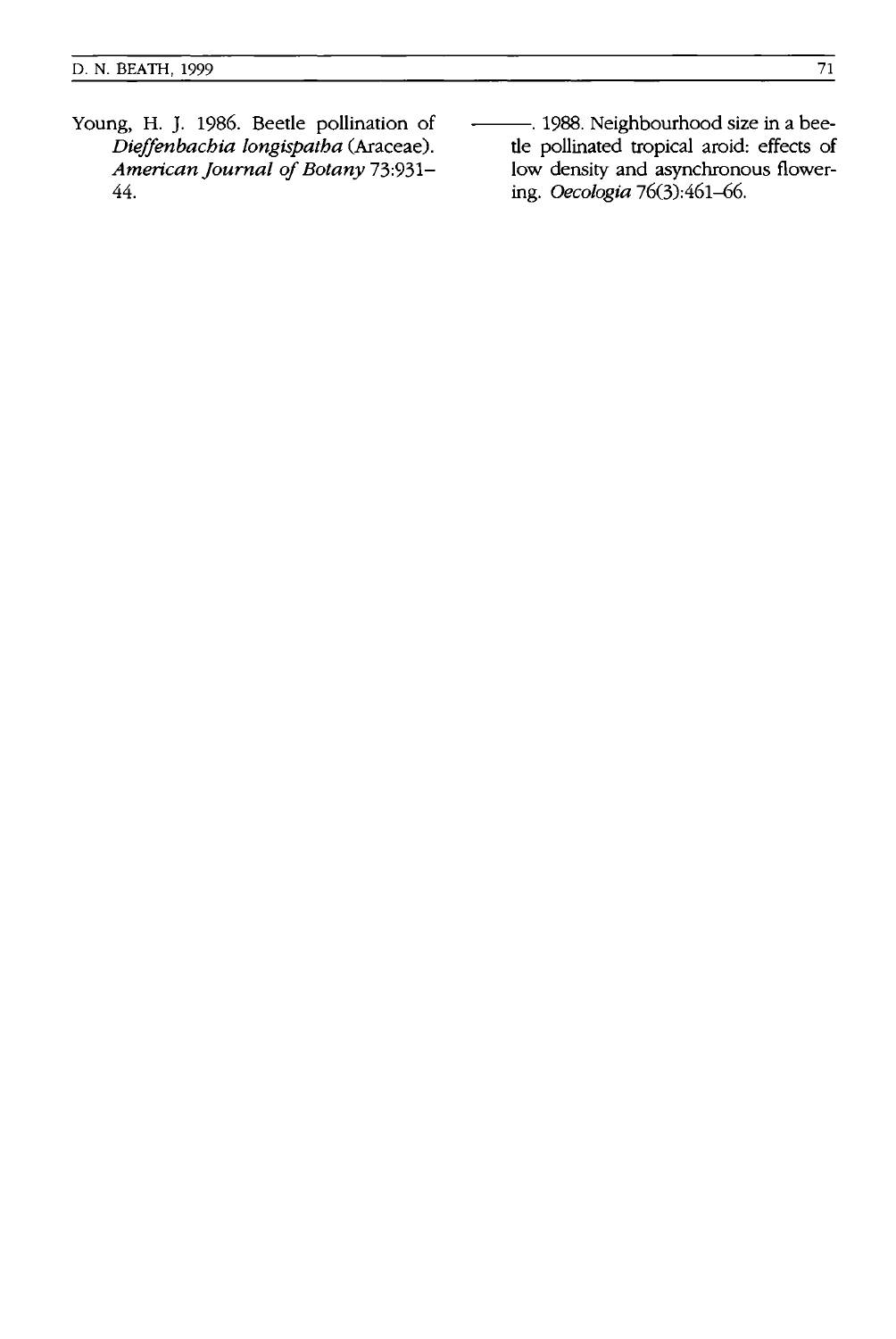Young, H. J. 1986. Beetle pollination of *Dieffenbachia longispatha* (Araceae). *American Journal of Botany* 73:931–44.

———. 1988. Neighbourhood size in a beetle pollinated tropical aroid: effects of low density and asynchronous flowering. *Oecologia* 76(3):461–66.